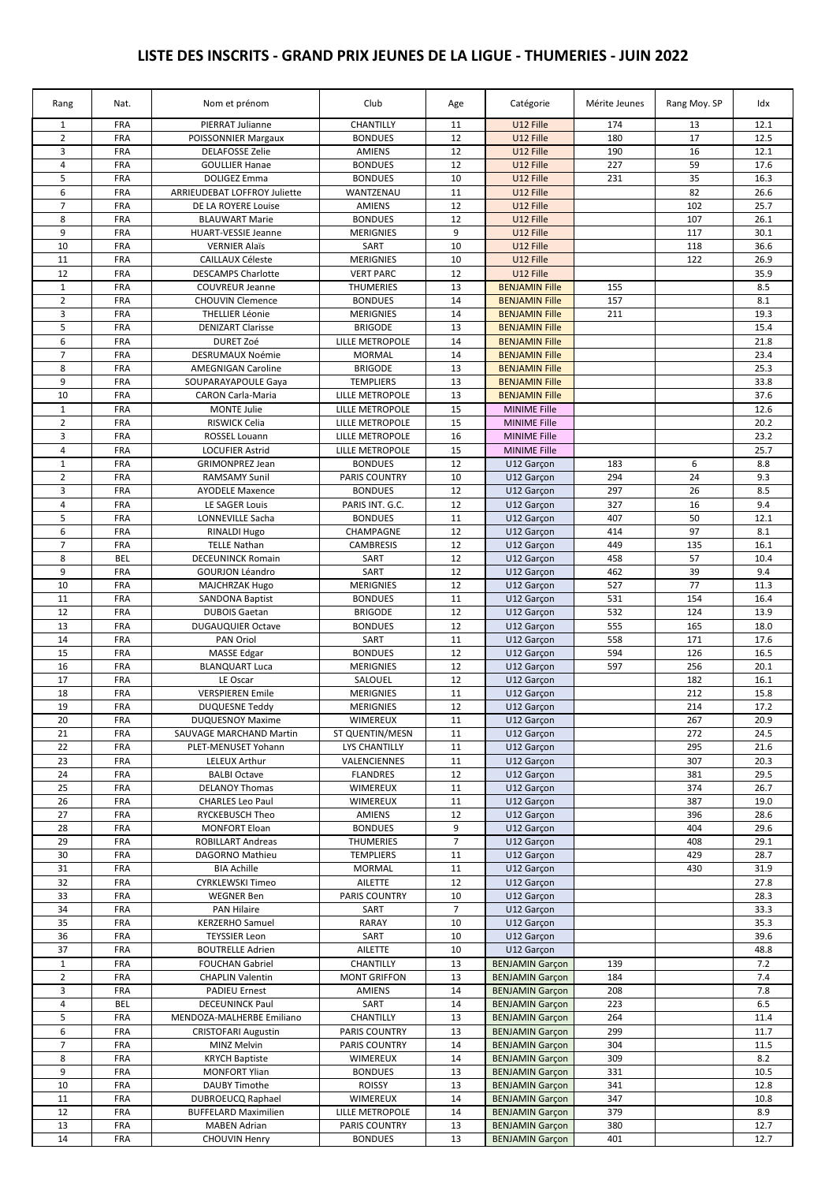# LISTE DES INSCRITS - GRAND PRIX JEUNES DE LA LIGUE - THUMERIES - JUIN 2022

| Rang | Nat. | Nom et prénom | Club | Age | Catégorie | Mérite Jeunes | Rang Moy. SP | Idx |
|---|---|---|---|---|---|---|---|---|
| 1 | FRA | PIERRAT Julianne | CHANTILLY | 11 | U12 Fille | 174 | 13 | 12.1 |
| 2 | FRA | POISSONNIER Margaux | BONDUES | 12 | U12 Fille | 180 | 17 | 12.5 |
| 3 | FRA | DELAFOSSE Zelie | AMIENS | 12 | U12 Fille | 190 | 16 | 12.1 |
| 4 | FRA | GOULLIER Hanae | BONDUES | 12 | U12 Fille | 227 | 59 | 17.6 |
| 5 | FRA | DOLIGEZ Emma | BONDUES | 10 | U12 Fille | 231 | 35 | 16.3 |
| 6 | FRA | ARRIEUDEBAT LOFFROY Juliette | WANTZENAU | 11 | U12 Fille | | 82 | 26.6 |
| 7 | FRA | DE LA ROYERE Louise | AMIENS | 12 | U12 Fille | | 102 | 25.7 |
| 8 | FRA | BLAUWART Marie | BONDUES | 12 | U12 Fille | | 107 | 26.1 |
| 9 | FRA | HUART-VESSIE Jeanne | MERIGNIES | 9 | U12 Fille | | 117 | 30.1 |
| 10 | FRA | VERNIER Alaïs | SART | 10 | U12 Fille | | 118 | 36.6 |
| 11 | FRA | CAILLAUX Céleste | MERIGNIES | 10 | U12 Fille | | 122 | 26.9 |
| 12 | FRA | DESCAMPS Charlotte | VERT PARC | 12 | U12 Fille | | | 35.9 |
| 1 | FRA | COUVREUR Jeanne | THUMERIES | 13 | BENJAMIN Fille | 155 | | 8.5 |
| 2 | FRA | CHOUVIN Clemence | BONDUES | 14 | BENJAMIN Fille | 157 | | 8.1 |
| 3 | FRA | THELLIER Léonie | MERIGNIES | 14 | BENJAMIN Fille | 211 | | 19.3 |
| 5 | FRA | DENIZART Clarisse | BRIGODE | 13 | BENJAMIN Fille | | | 15.4 |
| 6 | FRA | DURET Zoé | LILLE METROPOLE | 14 | BENJAMIN Fille | | | 21.8 |
| 7 | FRA | DESRUMAUX Noémie | MORMAL | 14 | BENJAMIN Fille | | | 23.4 |
| 8 | FRA | AMEGNIGAN Caroline | BRIGODE | 13 | BENJAMIN Fille | | | 25.3 |
| 9 | FRA | SOUPARAYAPOULE Gaya | TEMPLIERS | 13 | BENJAMIN Fille | | | 33.8 |
| 10 | FRA | CARON Carla-Maria | LILLE METROPOLE | 13 | BENJAMIN Fille | | | 37.6 |
| 1 | FRA | MONTE Julie | LILLE METROPOLE | 15 | MINIME Fille | | | 12.6 |
| 2 | FRA | RISWICK Celia | LILLE METROPOLE | 15 | MINIME Fille | | | 20.2 |
| 3 | FRA | ROSSEL Louann | LILLE METROPOLE | 16 | MINIME Fille | | | 23.2 |
| 4 | FRA | LOCUFIER Astrid | LILLE METROPOLE | 15 | MINIME Fille | | | 25.7 |
| 1 | FRA | GRIMONPREZ Jean | BONDUES | 12 | U12 Garçon | 183 | 6 | 8.8 |
| 2 | FRA | RAMSAMY Sunil | PARIS COUNTRY | 10 | U12 Garçon | 294 | 24 | 9.3 |
| 3 | FRA | AYODELE Maxence | BONDUES | 12 | U12 Garçon | 297 | 26 | 8.5 |
| 4 | FRA | LE SAGER Louis | PARIS INT. G.C. | 12 | U12 Garçon | 327 | 16 | 9.4 |
| 5 | FRA | LONNEVILLE Sacha | BONDUES | 11 | U12 Garçon | 407 | 50 | 12.1 |
| 6 | FRA | RINALDI Hugo | CHAMPAGNE | 12 | U12 Garçon | 414 | 97 | 8.1 |
| 7 | FRA | TELLE Nathan | CAMBRESIS | 12 | U12 Garçon | 449 | 135 | 16.1 |
| 8 | BEL | DECEUNINCK Romain | SART | 12 | U12 Garçon | 458 | 57 | 10.4 |
| 9 | FRA | GOURJON Léandro | SART | 12 | U12 Garçon | 462 | 39 | 9.4 |
| 10 | FRA | MAJCHRZAK Hugo | MERIGNIES | 12 | U12 Garçon | 527 | 77 | 11.3 |
| 11 | FRA | SANDONA Baptist | BONDUES | 11 | U12 Garçon | 531 | 154 | 16.4 |
| 12 | FRA | DUBOIS Gaetan | BRIGODE | 12 | U12 Garçon | 532 | 124 | 13.9 |
| 13 | FRA | DUGAUQUIER Octave | BONDUES | 12 | U12 Garçon | 555 | 165 | 18.0 |
| 14 | FRA | PAN Oriol | SART | 11 | U12 Garçon | 558 | 171 | 17.6 |
| 15 | FRA | MASSE Edgar | BONDUES | 12 | U12 Garçon | 594 | 126 | 16.5 |
| 16 | FRA | BLANQUART Luca | MERIGNIES | 12 | U12 Garçon | 597 | 256 | 20.1 |
| 17 | FRA | LE Oscar | SALOUEL | 12 | U12 Garçon | | 182 | 16.1 |
| 18 | FRA | VERSPIEREN Emile | MERIGNIES | 11 | U12 Garçon | | 212 | 15.8 |
| 19 | FRA | DUQUESNE Teddy | MERIGNIES | 12 | U12 Garçon | | 214 | 17.2 |
| 20 | FRA | DUQUESNOY Maxime | WIMEREUX | 11 | U12 Garçon | | 267 | 20.9 |
| 21 | FRA | SAUVAGE MARCHAND Martin | ST QUENTIN/MESN | 11 | U12 Garçon | | 272 | 24.5 |
| 22 | FRA | PLET-MENUSET Yohann | LYS CHANTILLY | 11 | U12 Garçon | | 295 | 21.6 |
| 23 | FRA | LELEUX Arthur | VALENCIENNES | 11 | U12 Garçon | | 307 | 20.3 |
| 24 | FRA | BALBI Octave | FLANDRES | 12 | U12 Garçon | | 381 | 29.5 |
| 25 | FRA | DELANOY Thomas | WIMEREUX | 11 | U12 Garçon | | 374 | 26.7 |
| 26 | FRA | CHARLES Leo Paul | WIMEREUX | 11 | U12 Garçon | | 387 | 19.0 |
| 27 | FRA | RYCKEBUSCH Theo | AMIENS | 12 | U12 Garçon | | 396 | 28.6 |
| 28 | FRA | MONFORT Eloan | BONDUES | 9 | U12 Garçon | | 404 | 29.6 |
| 29 | FRA | ROBILLART Andreas | THUMERIES | 7 | U12 Garçon | | 408 | 29.1 |
| 30 | FRA | DAGORNO Mathieu | TEMPLIERS | 11 | U12 Garçon | | 429 | 28.7 |
| 31 | FRA | BIA Achille | MORMAL | 11 | U12 Garçon | | 430 | 31.9 |
| 32 | FRA | CYRKLEWSKI Timeo | AILETTE | 12 | U12 Garçon | | | 27.8 |
| 33 | FRA | WEGNER Ben | PARIS COUNTRY | 10 | U12 Garçon | | | 28.3 |
| 34 | FRA | PAN Hilaire | SART | 7 | U12 Garçon | | | 33.3 |
| 35 | FRA | KERZERHO Samuel | RARAY | 10 | U12 Garçon | | | 35.3 |
| 36 | FRA | TEYSSIER Leon | SART | 10 | U12 Garçon | | | 39.6 |
| 37 | FRA | BOUTRELLE Adrien | AILETTE | 10 | U12 Garçon | | | 48.8 |
| 1 | FRA | FOUCHAN Gabriel | CHANTILLY | 13 | BENJAMIN Garçon | 139 | | 7.2 |
| 2 | FRA | CHAPLIN Valentin | MONT GRIFFON | 13 | BENJAMIN Garçon | 184 | | 7.4 |
| 3 | FRA | PADIEU Ernest | AMIENS | 14 | BENJAMIN Garçon | 208 | | 7.8 |
| 4 | BEL | DECEUNINCK Paul | SART | 14 | BENJAMIN Garçon | 223 | | 6.5 |
| 5 | FRA | MENDOZA-MALHERBE Emiliano | CHANTILLY | 13 | BENJAMIN Garçon | 264 | | 11.4 |
| 6 | FRA | CRISTOFARI Augustin | PARIS COUNTRY | 13 | BENJAMIN Garçon | 299 | | 11.7 |
| 7 | FRA | MINZ Melvin | PARIS COUNTRY | 14 | BENJAMIN Garçon | 304 | | 11.5 |
| 8 | FRA | KRYCH Baptiste | WIMEREUX | 14 | BENJAMIN Garçon | 309 | | 8.2 |
| 9 | FRA | MONFORT Ylian | BONDUES | 13 | BENJAMIN Garçon | 331 | | 10.5 |
| 10 | FRA | DAUBY Timothe | ROISSY | 13 | BENJAMIN Garçon | 341 | | 12.8 |
| 11 | FRA | DUBROEUCQ Raphael | WIMEREUX | 14 | BENJAMIN Garçon | 347 | | 10.8 |
| 12 | FRA | BUFFELARD Maximilien | LILLE METROPOLE | 14 | BENJAMIN Garçon | 379 | | 8.9 |
| 13 | FRA | MABEN Adrian | PARIS COUNTRY | 13 | BENJAMIN Garçon | 380 | | 12.7 |
| 14 | FRA | CHOUVIN Henry | BONDUES | 13 | BENJAMIN Garçon | 401 | | 12.7 |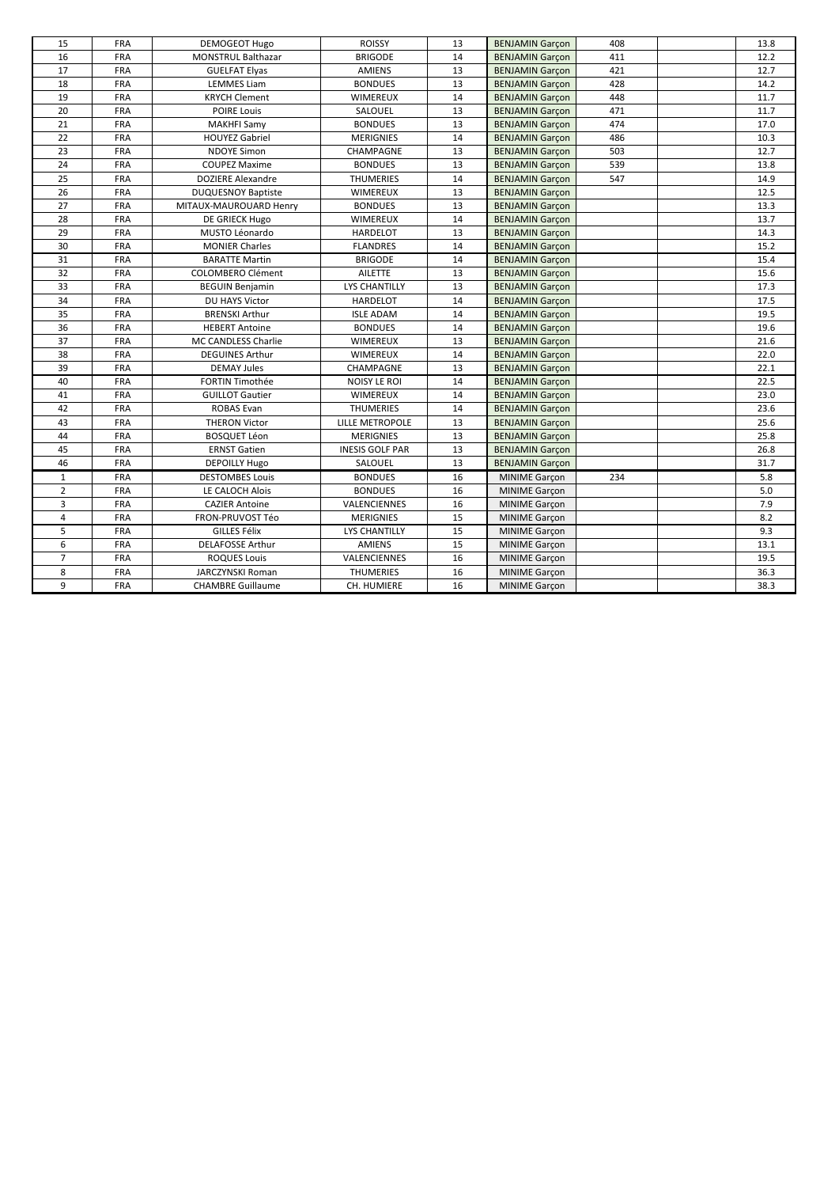| | | | | | | | | |
|---|---|---|---|---|---|---|---|---|
| 15 | FRA | DEMOGEOT Hugo | ROISSY | 13 | BENJAMIN Garçon | 408 | | 13.8 |
| 16 | FRA | MONSTRUL Balthazar | BRIGODE | 14 | BENJAMIN Garçon | 411 | | 12.2 |
| 17 | FRA | GUELFAT Elyas | AMIENS | 13 | BENJAMIN Garçon | 421 | | 12.7 |
| 18 | FRA | LEMMES Liam | BONDUES | 13 | BENJAMIN Garçon | 428 | | 14.2 |
| 19 | FRA | KRYCH Clement | WIMEREUX | 14 | BENJAMIN Garçon | 448 | | 11.7 |
| 20 | FRA | POIRE Louis | SALOUEL | 13 | BENJAMIN Garçon | 471 | | 11.7 |
| 21 | FRA | MAKHFI Samy | BONDUES | 13 | BENJAMIN Garçon | 474 | | 17.0 |
| 22 | FRA | HOUYEZ Gabriel | MERIGNIES | 14 | BENJAMIN Garçon | 486 | | 10.3 |
| 23 | FRA | NDOYE Simon | CHAMPAGNE | 13 | BENJAMIN Garçon | 503 | | 12.7 |
| 24 | FRA | COUPEZ Maxime | BONDUES | 13 | BENJAMIN Garçon | 539 | | 13.8 |
| 25 | FRA | DOZIERE Alexandre | THUMERIES | 14 | BENJAMIN Garçon | 547 | | 14.9 |
| 26 | FRA | DUQUESNOY Baptiste | WIMEREUX | 13 | BENJAMIN Garçon | | | 12.5 |
| 27 | FRA | MITAUX-MAUROUARD Henry | BONDUES | 13 | BENJAMIN Garçon | | | 13.3 |
| 28 | FRA | DE GRIECK Hugo | WIMEREUX | 14 | BENJAMIN Garçon | | | 13.7 |
| 29 | FRA | MUSTO Léonardo | HARDELOT | 13 | BENJAMIN Garçon | | | 14.3 |
| 30 | FRA | MONIER Charles | FLANDRES | 14 | BENJAMIN Garçon | | | 15.2 |
| 31 | FRA | BARATTE Martin | BRIGODE | 14 | BENJAMIN Garçon | | | 15.4 |
| 32 | FRA | COLOMBERO Clément | AILETTE | 13 | BENJAMIN Garçon | | | 15.6 |
| 33 | FRA | BEGUIN Benjamin | LYS CHANTILLY | 13 | BENJAMIN Garçon | | | 17.3 |
| 34 | FRA | DU HAYS Victor | HARDELOT | 14 | BENJAMIN Garçon | | | 17.5 |
| 35 | FRA | BRENSKI Arthur | ISLE ADAM | 14 | BENJAMIN Garçon | | | 19.5 |
| 36 | FRA | HEBERT Antoine | BONDUES | 14 | BENJAMIN Garçon | | | 19.6 |
| 37 | FRA | MC CANDLESS Charlie | WIMEREUX | 13 | BENJAMIN Garçon | | | 21.6 |
| 38 | FRA | DEGUINES Arthur | WIMEREUX | 14 | BENJAMIN Garçon | | | 22.0 |
| 39 | FRA | DEMAY Jules | CHAMPAGNE | 13 | BENJAMIN Garçon | | | 22.1 |
| 40 | FRA | FORTIN Timothée | NOISY LE ROI | 14 | BENJAMIN Garçon | | | 22.5 |
| 41 | FRA | GUILLOT Gautier | WIMEREUX | 14 | BENJAMIN Garçon | | | 23.0 |
| 42 | FRA | ROBAS Evan | THUMERIES | 14 | BENJAMIN Garçon | | | 23.6 |
| 43 | FRA | THERON Victor | LILLE METROPOLE | 13 | BENJAMIN Garçon | | | 25.6 |
| 44 | FRA | BOSQUET Léon | MERIGNIES | 13 | BENJAMIN Garçon | | | 25.8 |
| 45 | FRA | ERNST Gatien | INESIS GOLF PAR | 13 | BENJAMIN Garçon | | | 26.8 |
| 46 | FRA | DEPOILLY Hugo | SALOUEL | 13 | BENJAMIN Garçon | | | 31.7 |
| 1 | FRA | DESTOMBES Louis | BONDUES | 16 | MINIME Garçon | 234 | | 5.8 |
| 2 | FRA | LE CALOCH Alois | BONDUES | 16 | MINIME Garçon | | | 5.0 |
| 3 | FRA | CAZIER Antoine | VALENCIENNES | 16 | MINIME Garçon | | | 7.9 |
| 4 | FRA | FRON-PRUVOST Téo | MERIGNIES | 15 | MINIME Garçon | | | 8.2 |
| 5 | FRA | GILLES Félix | LYS CHANTILLY | 15 | MINIME Garçon | | | 9.3 |
| 6 | FRA | DELAFOSSE Arthur | AMIENS | 15 | MINIME Garçon | | | 13.1 |
| 7 | FRA | ROQUES Louis | VALENCIENNES | 16 | MINIME Garçon | | | 19.5 |
| 8 | FRA | JARCZYNSKI Roman | THUMERIES | 16 | MINIME Garçon | | | 36.3 |
| 9 | FRA | CHAMBRE Guillaume | CH. HUMIERE | 16 | MINIME Garçon | | | 38.3 |